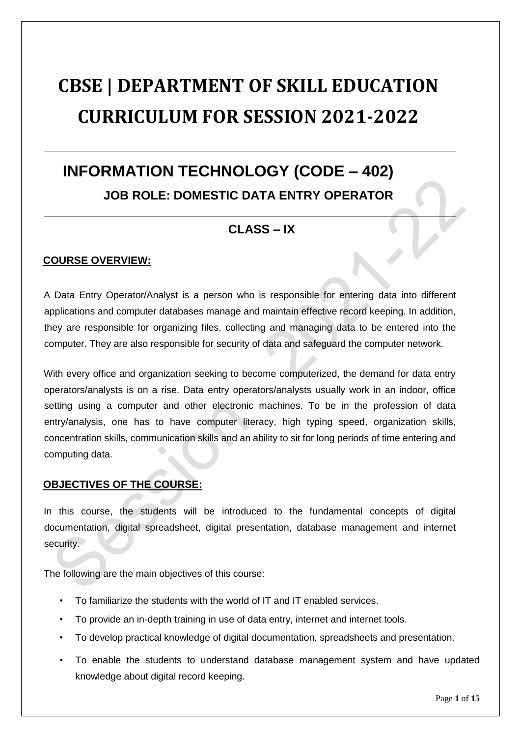# CBSE | DEPARTMENT OF SKILL EDUCATION CURRICULUM FOR SESSION 2021-2022

## INFORMATION TECHNOLOGY (CODE – 402)

### JOB ROLE: DOMESTIC DATA ENTRY OPERATOR

### CLASS – IX

**COURSE OVERVIEW:**

A Data Entry Operator/Analyst is a person who is responsible for entering data into different applications and computer databases manage and maintain effective record keeping. In addition, they are responsible for organizing files, collecting and managing data to be entered into the computer. They are also responsible for security of data and safeguard the computer network.

With every office and organization seeking to become computerized, the demand for data entry operators/analysts is on a rise. Data entry operators/analysts usually work in an indoor, office setting using a computer and other electronic machines. To be in the profession of data entry/analysis, one has to have computer literacy, high typing speed, organization skills, concentration skills, communication skills and an ability to sit for long periods of time entering and computing data.

**OBJECTIVES OF THE COURSE:**

In this course, the students will be introduced to the fundamental concepts of digital documentation, digital spreadsheet, digital presentation, database management and internet security.

The following are the main objectives of this course:

- To familiarize the students with the world of IT and IT enabled services.
- To provide an in-depth training in use of data entry, internet and internet tools.
- To develop practical knowledge of digital documentation, spreadsheets and presentation.
- To enable the students to understand database management system and have updated knowledge about digital record keeping.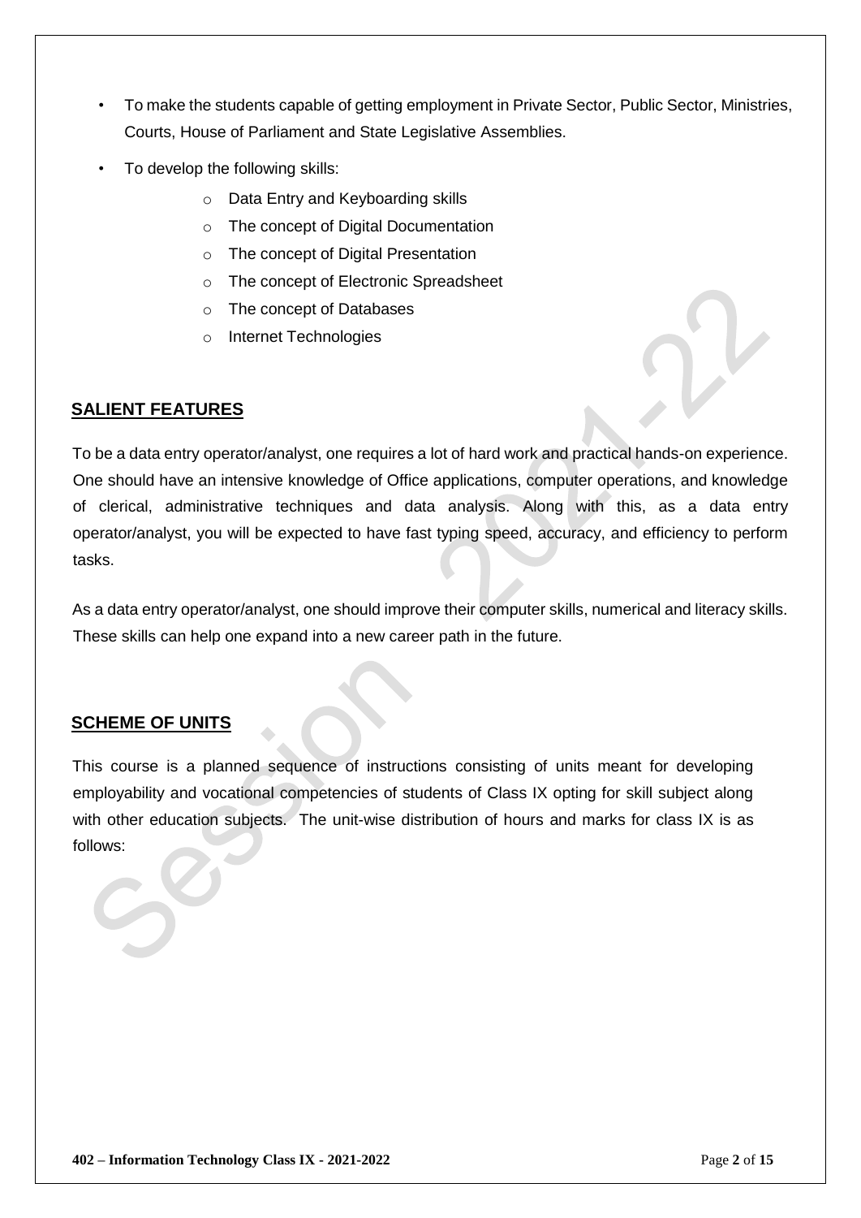- To make the students capable of getting employment in Private Sector, Public Sector, Ministries, Courts, House of Parliament and State Legislative Assemblies.
- To develop the following skills:
  - Data Entry and Keyboarding skills
  - The concept of Digital Documentation
  - The concept of Digital Presentation
  - The concept of Electronic Spreadsheet
  - The concept of Databases
  - Internet Technologies

## SALIENT FEATURES

To be a data entry operator/analyst, one requires a lot of hard work and practical hands-on experience. One should have an intensive knowledge of Office applications, computer operations, and knowledge of clerical, administrative techniques and data analysis. Along with this, as a data entry operator/analyst, you will be expected to have fast typing speed, accuracy, and efficiency to perform tasks.

As a data entry operator/analyst, one should improve their computer skills, numerical and literacy skills. These skills can help one expand into a new career path in the future.

## SCHEME OF UNITS

This course is a planned sequence of instructions consisting of units meant for developing employability and vocational competencies of students of Class IX opting for skill subject along with other education subjects. The unit-wise distribution of hours and marks for class IX is as follows: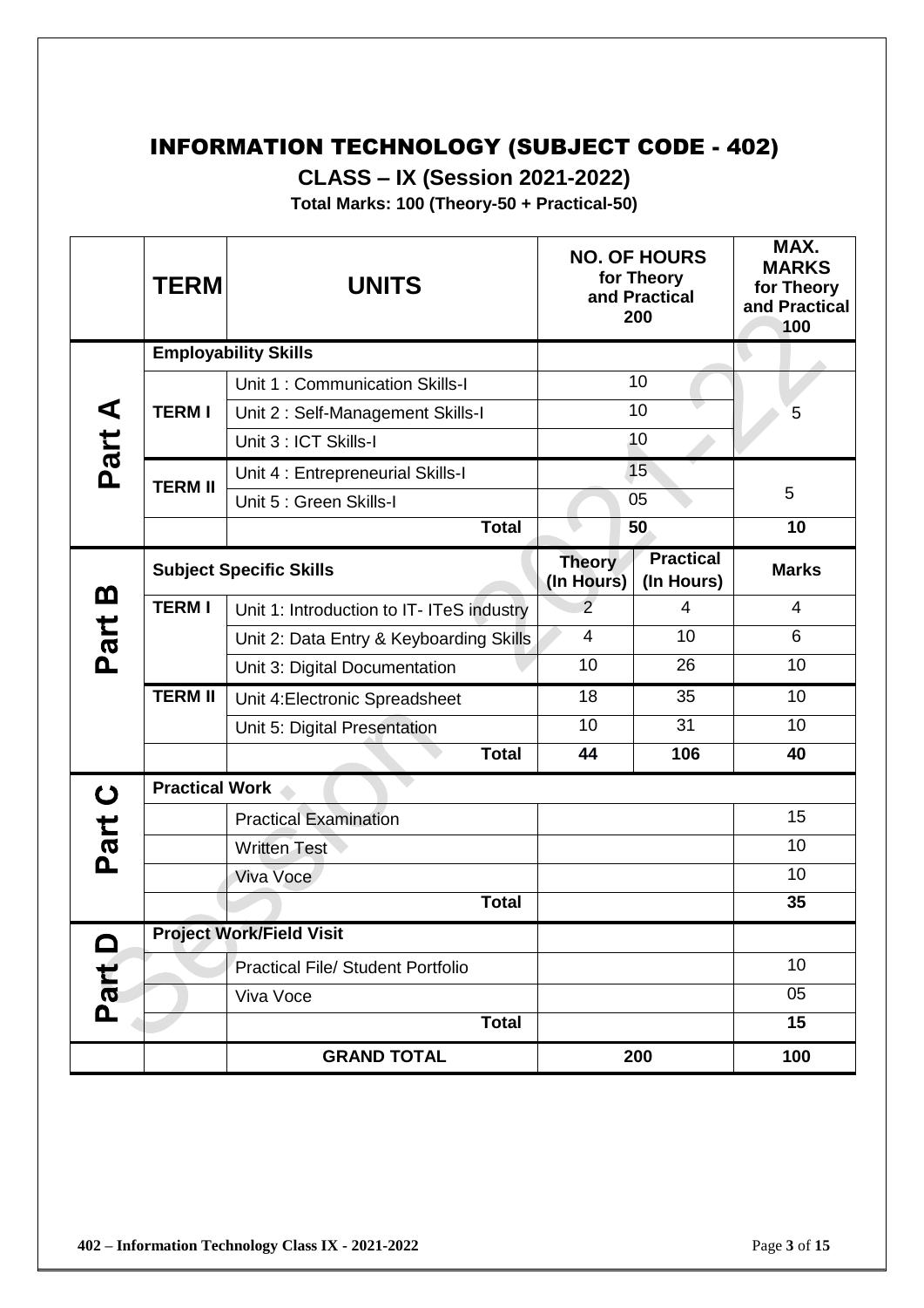# INFORMATION TECHNOLOGY (SUBJECT CODE - 402)

## CLASS – IX (Session 2021-2022)

**Total Marks: 100 (Theory-50 + Practical-50)**

| | TERM | UNITS | NO. OF HOURS for Theory and Practical 200 | | MAX. MARKS for Theory and Practical 100 |
|---|---|---|---|---|---|
| Part A | **Employability Skills** | | | | |
| | TERM I | Unit 1 : Communication Skills-I | 10 | | 5 |
| | | Unit 2 : Self-Management Skills-I | 10 | | |
| | | Unit 3 : ICT Skills-I | 10 | | |
| | TERM II | Unit 4 : Entrepreneurial Skills-I | 15 | | 5 |
| | | Unit 5 : Green Skills-I | 05 | | |
| | | **Total** | **50** | | **10** |
| Part B | **Subject Specific Skills** | | **Theory (In Hours)** | **Practical (In Hours)** | **Marks** |
| | TERM I | Unit 1: Introduction to IT- ITeS industry | 2 | 4 | 4 |
| | | Unit 2: Data Entry & Keyboarding Skills | 4 | 10 | 6 |
| | | Unit 3: Digital Documentation | 10 | 26 | 10 |
| | TERM II | Unit 4:Electronic Spreadsheet | 18 | 35 | 10 |
| | | Unit 5: Digital Presentation | 10 | 31 | 10 |
| | | **Total** | **44** | **106** | **40** |
| Part C | **Practical Work** | | | | |
| | | Practical Examination | | | 15 |
| | | Written Test | | | 10 |
| | | Viva Voce | | | 10 |
| | | **Total** | | | **35** |
| Part D | **Project Work/Field Visit** | | | | |
| | | Practical File/ Student Portfolio | | | 10 |
| | | Viva Voce | | | 05 |
| | | **Total** | | | **15** |
| | | **GRAND TOTAL** | **200** | | **100** |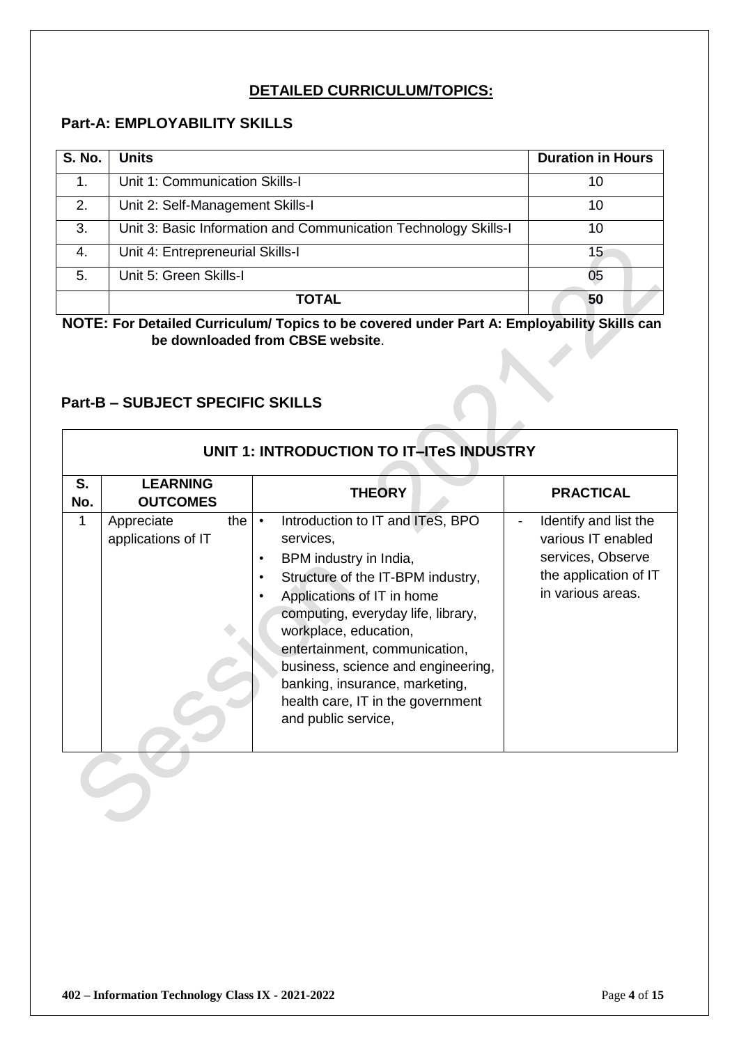## DETAILED CURRICULUM/TOPICS:

### Part-A: EMPLOYABILITY SKILLS

| S. No. | Units | Duration in Hours |
|---|---|---|
| 1. | Unit 1: Communication Skills-I | 10 |
| 2. | Unit 2: Self-Management Skills-I | 10 |
| 3. | Unit 3: Basic Information and Communication Technology Skills-I | 10 |
| 4. | Unit 4: Entrepreneurial Skills-I | 15 |
| 5. | Unit 5: Green Skills-I | 05 |
| | **TOTAL** | **50** |

**NOTE: For Detailed Curriculum/ Topics to be covered under Part A: Employability Skills can be downloaded from CBSE website**.

### Part-B – SUBJECT SPECIFIC SKILLS

| UNIT 1: INTRODUCTION TO IT–ITeS INDUSTRY | | | |
|---|---|---|---|
| **S. No.** | **LEARNING OUTCOMES** | **THEORY** | **PRACTICAL** |
| 1 | Appreciate the applications of IT | • Introduction to IT and ITeS, BPO services,<br>• BPM industry in India,<br>• Structure of the IT-BPM industry,<br>• Applications of IT in home computing, everyday life, library, workplace, education, entertainment, communication, business, science and engineering, banking, insurance, marketing, health care, IT in the government and public service, | - Identify and list the various IT enabled services, Observe the application of IT in various areas. |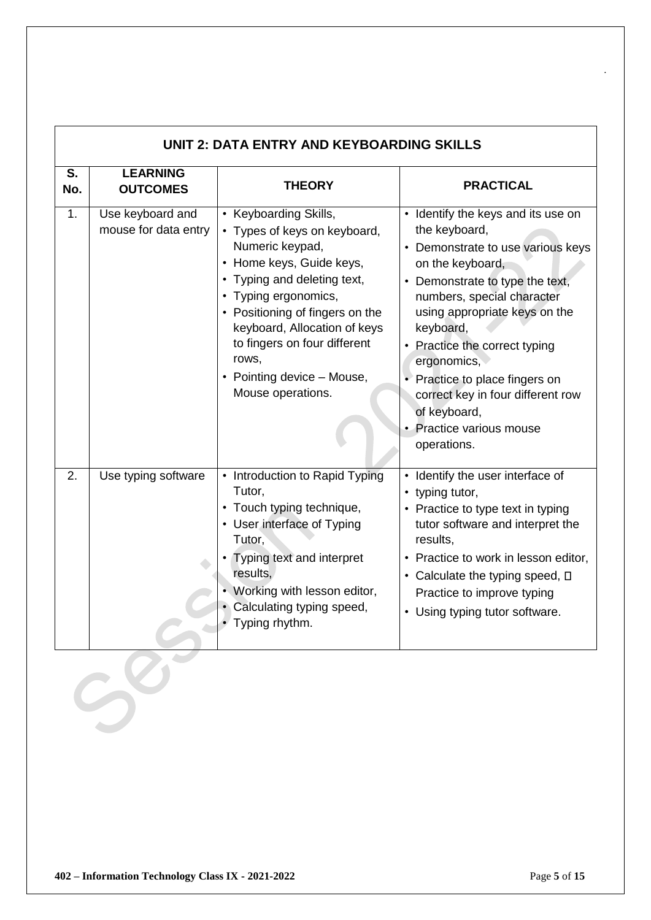## UNIT 2: DATA ENTRY AND KEYBOARDING SKILLS

| S. No. | LEARNING OUTCOMES | THEORY | PRACTICAL |
|---|---|---|---|
| 1. | Use keyboard and mouse for data entry | • Keyboarding Skills,<br>• Types of keys on keyboard, Numeric keypad,<br>• Home keys, Guide keys,<br>• Typing and deleting text,<br>• Typing ergonomics,<br>• Positioning of fingers on the keyboard, Allocation of keys to fingers on four different rows,<br>• Pointing device – Mouse, Mouse operations. | • Identify the keys and its use on the keyboard,<br>• Demonstrate to use various keys on the keyboard,<br>• Demonstrate to type the text, numbers, special character using appropriate keys on the keyboard,<br>• Practice the correct typing ergonomics,<br>• Practice to place fingers on correct key in four different row of keyboard,<br>• Practice various mouse operations. |
| 2. | Use typing software | • Introduction to Rapid Typing Tutor,<br>• Touch typing technique,<br>• User interface of Typing Tutor,<br>• Typing text and interpret results,<br>• Working with lesson editor,<br>• Calculating typing speed,<br>• Typing rhythm. | • Identify the user interface of<br>• typing tutor,<br>• Practice to type text in typing tutor software and interpret the results,<br>• Practice to work in lesson editor,<br>• Calculate the typing speed, □ Practice to improve typing<br>• Using typing tutor software. |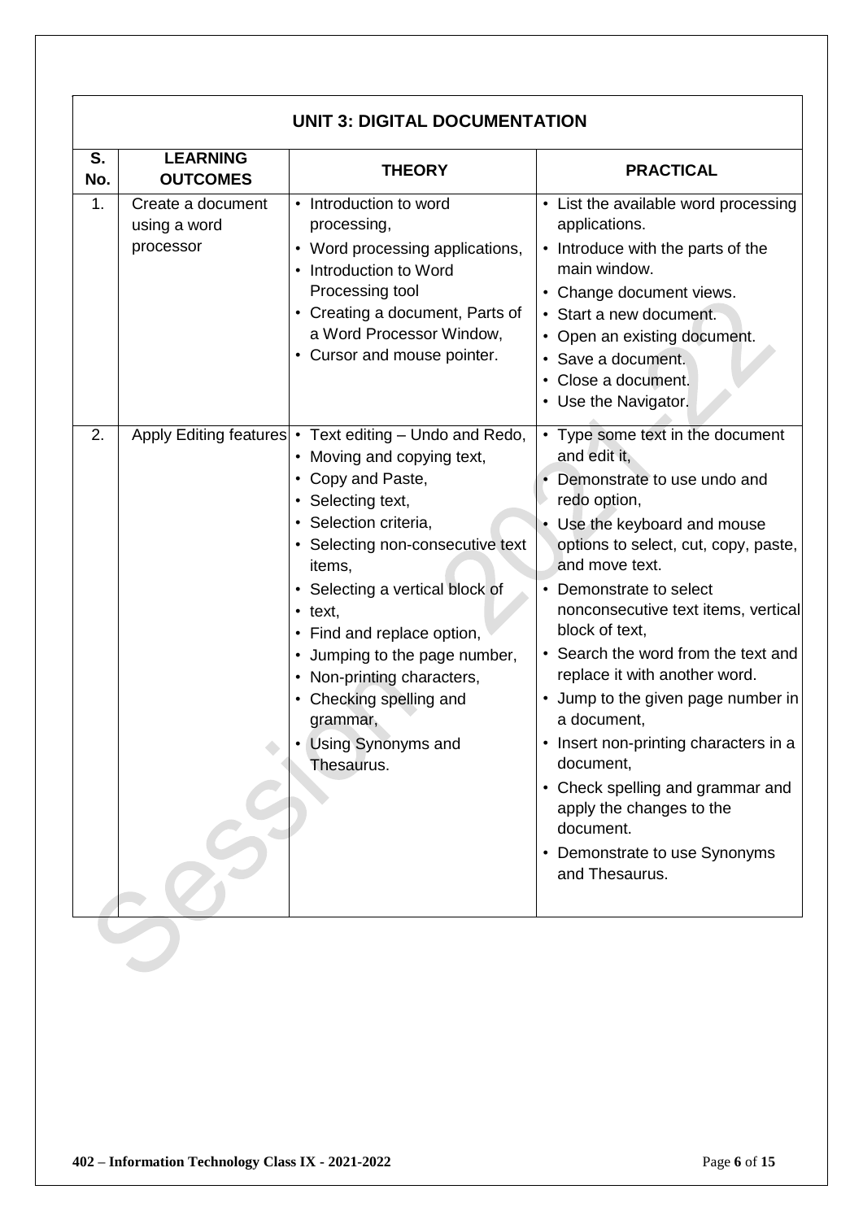| UNIT 3: DIGITAL DOCUMENTATION | | | |
|---|---|---|---|
| **S. No.** | **LEARNING OUTCOMES** | **THEORY** | **PRACTICAL** |
| 1. | Create a document using a word processor | • Introduction to word processing,<br>• Word processing applications,<br>• Introduction to Word Processing tool<br>• Creating a document, Parts of a Word Processor Window,<br>• Cursor and mouse pointer. | • List the available word processing applications.<br>• Introduce with the parts of the main window.<br>• Change document views.<br>• Start a new document.<br>• Open an existing document.<br>• Save a document.<br>• Close a document.<br>• Use the Navigator. |
| 2. | Apply Editing features | • Text editing – Undo and Redo,<br>• Moving and copying text,<br>• Copy and Paste,<br>• Selecting text,<br>• Selection criteria,<br>• Selecting non-consecutive text items,<br>• Selecting a vertical block of<br>• text,<br>• Find and replace option,<br>• Jumping to the page number,<br>• Non-printing characters,<br>• Checking spelling and grammar,<br>• Using Synonyms and Thesaurus. | • Type some text in the document and edit it,<br>• Demonstrate to use undo and redo option,<br>• Use the keyboard and mouse options to select, cut, copy, paste, and move text.<br>• Demonstrate to select nonconsecutive text items, vertical block of text,<br>• Search the word from the text and replace it with another word.<br>• Jump to the given page number in a document,<br>• Insert non-printing characters in a document,<br>• Check spelling and grammar and apply the changes to the document.<br>• Demonstrate to use Synonyms and Thesaurus. |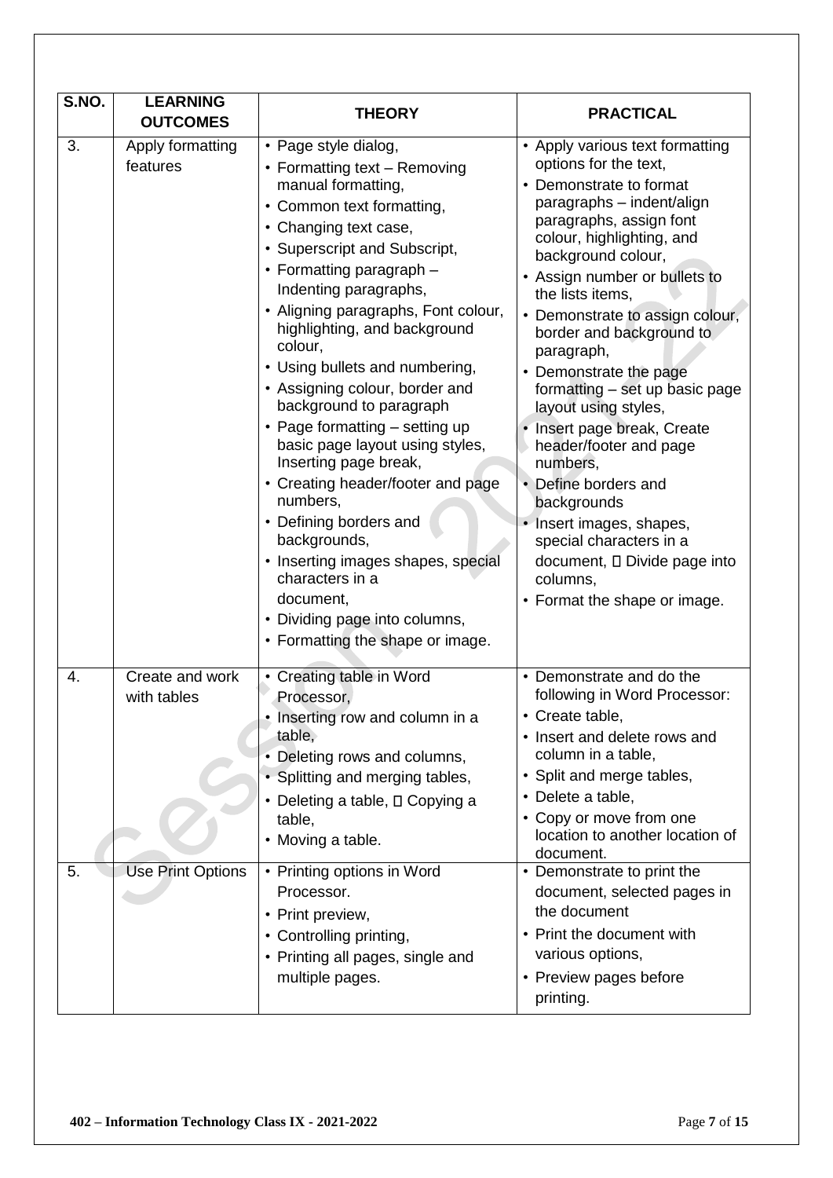| S.NO. | LEARNING OUTCOMES | THEORY | PRACTICAL |
|---|---|---|---|
| 3. | Apply formatting features | • Page style dialog,<br>• Formatting text – Removing manual formatting,<br>• Common text formatting,<br>• Changing text case,<br>• Superscript and Subscript,<br>• Formatting paragraph – Indenting paragraphs,<br>• Aligning paragraphs, Font colour, highlighting, and background colour,<br>• Using bullets and numbering,<br>• Assigning colour, border and background to paragraph<br>• Page formatting – setting up basic page layout using styles, Inserting page break,<br>• Creating header/footer and page numbers,<br>• Defining borders and backgrounds,<br>• Inserting images shapes, special characters in a document,<br>• Dividing page into columns,<br>• Formatting the shape or image. | • Apply various text formatting options for the text,<br>• Demonstrate to format paragraphs – indent/align paragraphs, assign font colour, highlighting, and background colour,<br>• Assign number or bullets to the lists items,<br>• Demonstrate to assign colour, border and background to paragraph,<br>• Demonstrate the page formatting – set up basic page layout using styles,<br>• Insert page break, Create header/footer and page numbers,<br>• Define borders and backgrounds<br>• Insert images, shapes, special characters in a document,  Divide page into columns,<br>• Format the shape or image. |
| 4. | Create and work with tables | • Creating table in Word Processor,<br>• Inserting row and column in a table,<br>• Deleting rows and columns,<br>• Splitting and merging tables,<br>• Deleting a table,  Copying a table,<br>• Moving a table. | • Demonstrate and do the following in Word Processor:<br>• Create table,<br>• Insert and delete rows and column in a table,<br>• Split and merge tables,<br>• Delete a table,<br>• Copy or move from one location to another location of document. |
| 5. | Use Print Options | • Printing options in Word Processor.<br>• Print preview,<br>• Controlling printing,<br>• Printing all pages, single and multiple pages. | • Demonstrate to print the document, selected pages in the document<br>• Print the document with various options,<br>• Preview pages before printing. |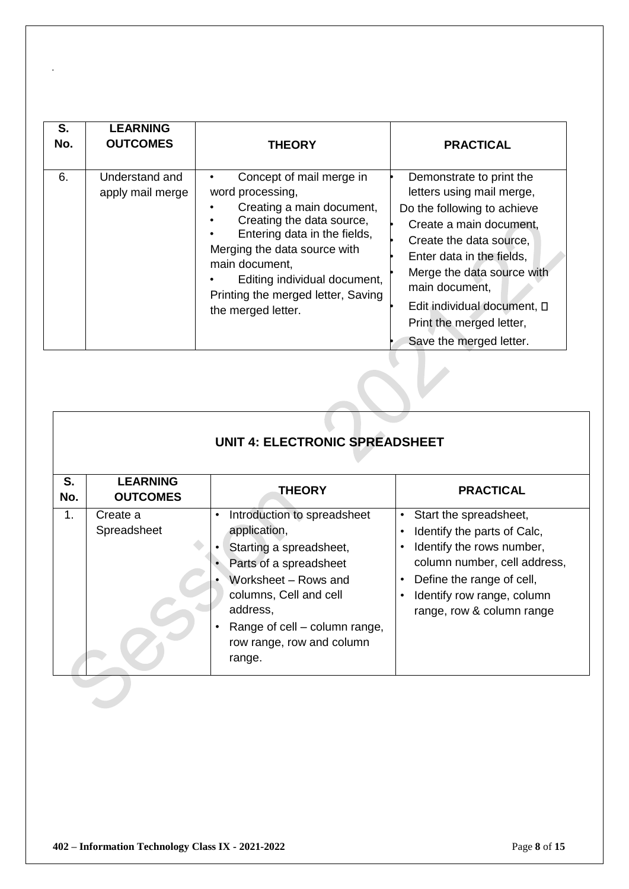| S. No. | LEARNING OUTCOMES | THEORY | PRACTICAL |
|---|---|---|---|
| 6. | Understand and apply mail merge | • Concept of mail merge in word processing, • Creating a main document, • Creating the data source, • Entering data in the fields, Merging the data source with main document, • Editing individual document, Printing the merged letter, Saving the merged letter. | • Demonstrate to print the letters using mail merge, Do the following to achieve • Create a main document, • Create the data source, • Enter data in the fields, • Merge the data source with main document, • Edit individual document,  Print the merged letter, • Save the merged letter. |

## UNIT 4: ELECTRONIC SPREADSHEET

| S. No. | LEARNING OUTCOMES | THEORY | PRACTICAL |
|---|---|---|---|
| 1. | Create a Spreadsheet | • Introduction to spreadsheet application, • Starting a spreadsheet, • Parts of a spreadsheet • Worksheet – Rows and columns, Cell and cell address, • Range of cell – column range, row range, row and column range. | • Start the spreadsheet, • Identify the parts of Calc, • Identify the rows number, column number, cell address, • Define the range of cell, • Identify row range, column range, row & column range |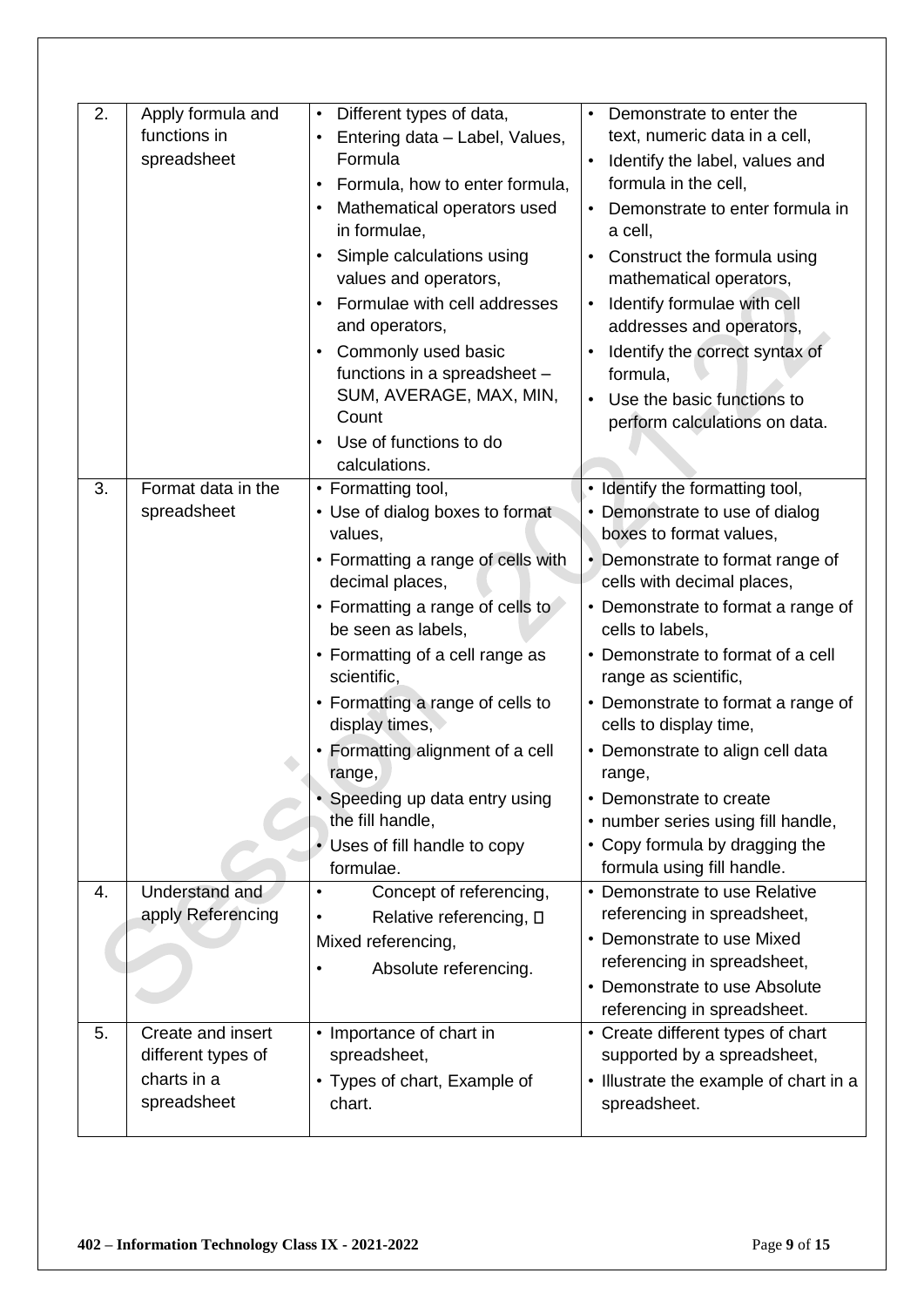| 2. | Apply formula and functions in spreadsheet | • Different types of data,<br>• Entering data – Label, Values, Formula<br>• Formula, how to enter formula,<br>• Mathematical operators used in formulae,<br>• Simple calculations using values and operators,<br>• Formulae with cell addresses and operators,<br>• Commonly used basic functions in a spreadsheet – SUM, AVERAGE, MAX, MIN, Count<br>• Use of functions to do calculations. | • Demonstrate to enter the text, numeric data in a cell,<br>• Identify the label, values and formula in the cell,<br>• Demonstrate to enter formula in a cell,<br>• Construct the formula using mathematical operators,<br>• Identify formulae with cell addresses and operators,<br>• Identify the correct syntax of formula,<br>• Use the basic functions to perform calculations on data. |
|---|---|---|---|
| 3. | Format data in the spreadsheet | • Formatting tool,<br>• Use of dialog boxes to format values,<br>• Formatting a range of cells with decimal places,<br>• Formatting a range of cells to be seen as labels,<br>• Formatting of a cell range as scientific,<br>• Formatting a range of cells to display times,<br>• Formatting alignment of a cell range,<br>• Speeding up data entry using the fill handle,<br>• Uses of fill handle to copy formulae. | • Identify the formatting tool,<br>• Demonstrate to use of dialog boxes to format values,<br>• Demonstrate to format range of cells with decimal places,<br>• Demonstrate to format a range of cells to labels,<br>• Demonstrate to format of a cell range as scientific,<br>• Demonstrate to format a range of cells to display time,<br>• Demonstrate to align cell data range,<br>• Demonstrate to create<br>• number series using fill handle,<br>• Copy formula by dragging the formula using fill handle. |
| 4. | Understand and apply Referencing | • Concept of referencing,<br>• Relative referencing, <br>Mixed referencing,<br>• Absolute referencing. | • Demonstrate to use Relative referencing in spreadsheet,<br>• Demonstrate to use Mixed referencing in spreadsheet,<br>• Demonstrate to use Absolute referencing in spreadsheet. |
| 5. | Create and insert different types of charts in a spreadsheet | • Importance of chart in spreadsheet,<br>• Types of chart, Example of chart. | • Create different types of chart supported by a spreadsheet,<br>• Illustrate the example of chart in a spreadsheet. |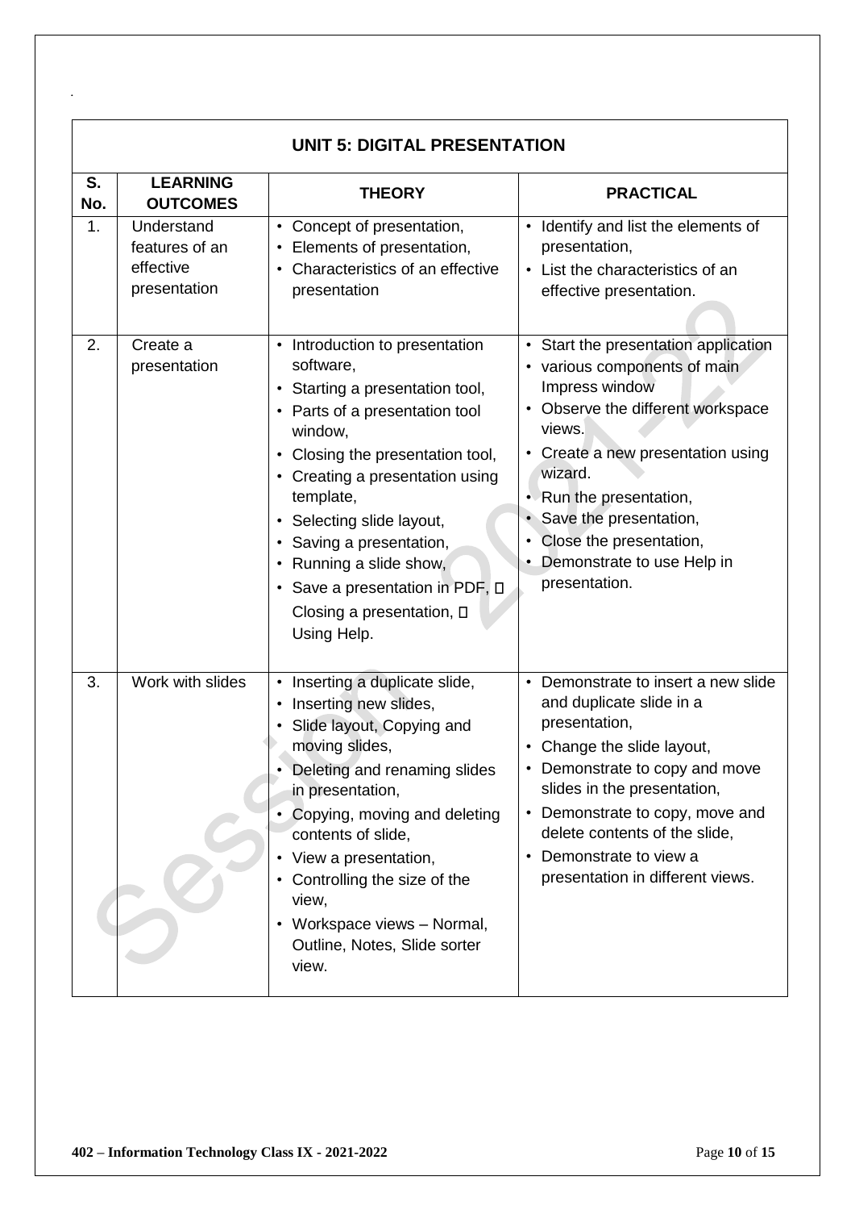| UNIT 5: DIGITAL PRESENTATION | | | |
|---|---|---|---|
| **S. No.** | **LEARNING OUTCOMES** | **THEORY** | **PRACTICAL** |
| 1. | Understand features of an effective presentation | • Concept of presentation,<br>• Elements of presentation,<br>• Characteristics of an effective presentation | • Identify and list the elements of presentation,<br>• List the characteristics of an effective presentation. |
| 2. | Create a presentation | • Introduction to presentation software,<br>• Starting a presentation tool,<br>• Parts of a presentation tool window,<br>• Closing the presentation tool,<br>• Creating a presentation using template,<br>• Selecting slide layout,<br>• Saving a presentation,<br>• Running a slide show,<br>• Save a presentation in PDF,  Closing a presentation,  Using Help. | • Start the presentation application<br>• various components of main Impress window<br>• Observe the different workspace views.<br>• Create a new presentation using wizard.<br>• Run the presentation,<br>• Save the presentation,<br>• Close the presentation,<br>• Demonstrate to use Help in presentation. |
| 3. | Work with slides | • Inserting a duplicate slide,<br>• Inserting new slides,<br>• Slide layout, Copying and moving slides,<br>• Deleting and renaming slides in presentation,<br>• Copying, moving and deleting contents of slide,<br>• View a presentation,<br>• Controlling the size of the view,<br>• Workspace views – Normal, Outline, Notes, Slide sorter view. | • Demonstrate to insert a new slide and duplicate slide in a presentation,<br>• Change the slide layout,<br>• Demonstrate to copy and move slides in the presentation,<br>• Demonstrate to copy, move and delete contents of the slide,<br>• Demonstrate to view a presentation in different views. |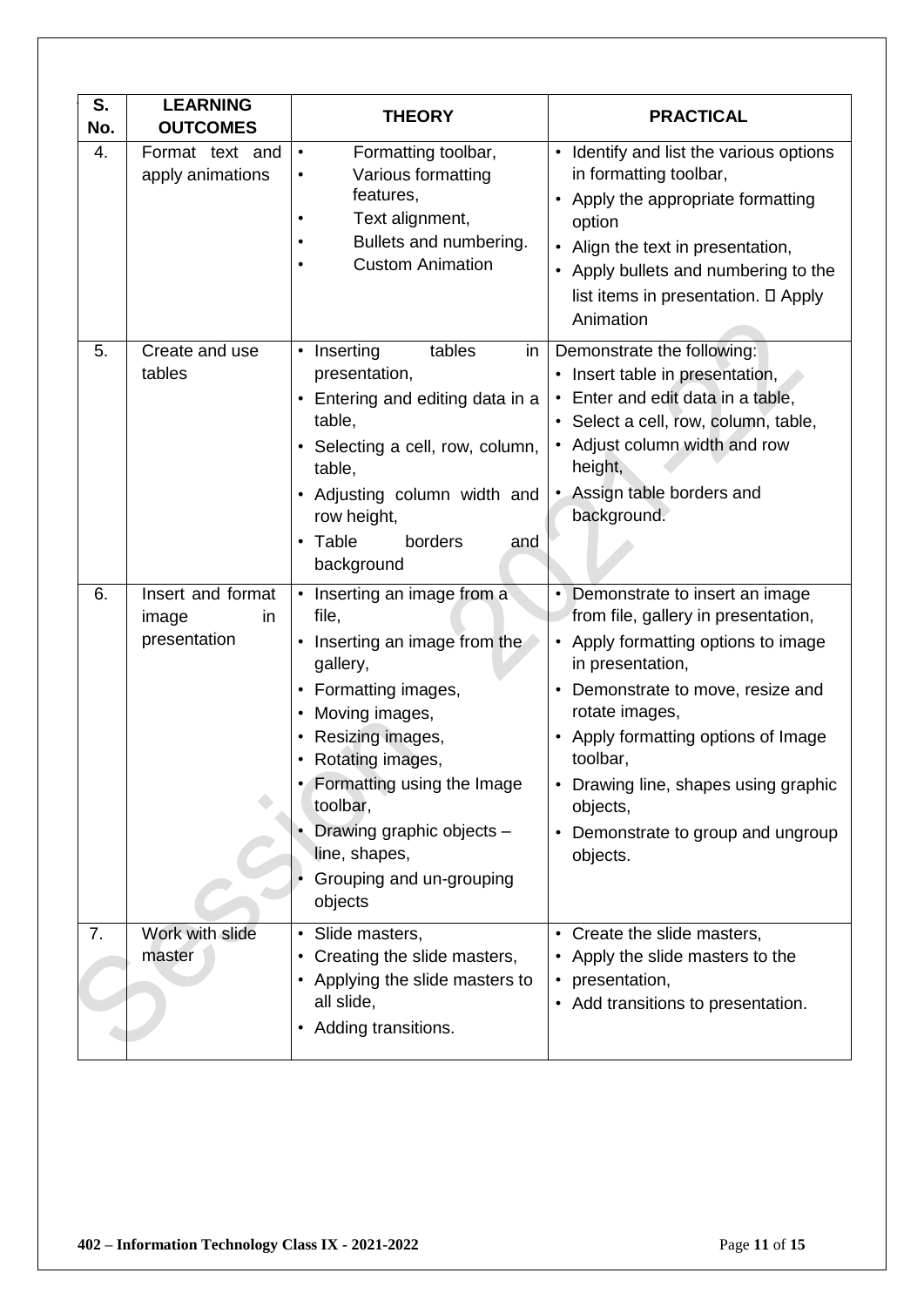| S. No. | LEARNING OUTCOMES | THEORY | PRACTICAL |
|---|---|---|---|
| 4. | Format text and apply animations | • Formatting toolbar,<br>• Various formatting features,<br>• Text alignment,<br>• Bullets and numbering.<br>• Custom Animation | • Identify and list the various options in formatting toolbar,<br>• Apply the appropriate formatting option<br>• Align the text in presentation,<br>• Apply bullets and numbering to the list items in presentation.  Apply Animation |
| 5. | Create and use tables | • Inserting tables in presentation,<br>• Entering and editing data in a table,<br>• Selecting a cell, row, column, table,<br>• Adjusting column width and row height,<br>• Table borders and background | Demonstrate the following:<br>• Insert table in presentation,<br>• Enter and edit data in a table,<br>• Select a cell, row, column, table,<br>• Adjust column width and row height,<br>• Assign table borders and background. |
| 6. | Insert and format image in presentation | • Inserting an image from a file,<br>• Inserting an image from the gallery,<br>• Formatting images,<br>• Moving images,<br>• Resizing images,<br>• Rotating images,<br>• Formatting using the Image toolbar,<br>• Drawing graphic objects – line, shapes,<br>• Grouping and un-grouping objects | • Demonstrate to insert an image from file, gallery in presentation,<br>• Apply formatting options to image in presentation,<br>• Demonstrate to move, resize and rotate images,<br>• Apply formatting options of Image toolbar,<br>• Drawing line, shapes using graphic objects,<br>• Demonstrate to group and ungroup objects. |
| 7. | Work with slide master | • Slide masters,<br>• Creating the slide masters,<br>• Applying the slide masters to all slide,<br>• Adding transitions. | • Create the slide masters,<br>• Apply the slide masters to the<br>• presentation,<br>• Add transitions to presentation. |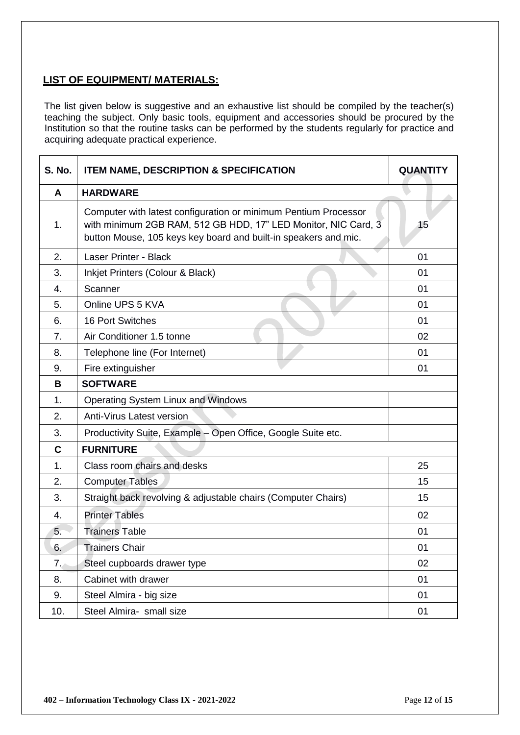## LIST OF EQUIPMENT/ MATERIALS:

The list given below is suggestive and an exhaustive list should be compiled by the teacher(s) teaching the subject. Only basic tools, equipment and accessories should be procured by the Institution so that the routine tasks can be performed by the students regularly for practice and acquiring adequate practical experience.

| S. No. | ITEM NAME, DESCRIPTION & SPECIFICATION | QUANTITY |
|---|---|---|
| **A** | **HARDWARE** | |
| 1. | Computer with latest configuration or minimum Pentium Processor with minimum 2GB RAM, 512 GB HDD, 17" LED Monitor, NIC Card, 3 button Mouse, 105 keys key board and built-in speakers and mic. | 15 |
| 2. | Laser Printer - Black | 01 |
| 3. | Inkjet Printers (Colour & Black) | 01 |
| 4. | Scanner | 01 |
| 5. | Online UPS 5 KVA | 01 |
| 6. | 16 Port Switches | 01 |
| 7. | Air Conditioner 1.5 tonne | 02 |
| 8. | Telephone line (For Internet) | 01 |
| 9. | Fire extinguisher | 01 |
| **B** | **SOFTWARE** | |
| 1. | Operating System Linux and Windows | |
| 2. | Anti-Virus Latest version | |
| 3. | Productivity Suite, Example – Open Office, Google Suite etc. | |
| **C** | **FURNITURE** | |
| 1. | Class room chairs and desks | 25 |
| 2. | Computer Tables | 15 |
| 3. | Straight back revolving & adjustable chairs (Computer Chairs) | 15 |
| 4. | Printer Tables | 02 |
| 5. | Trainers Table | 01 |
| 6. | Trainers Chair | 01 |
| 7. | Steel cupboards drawer type | 02 |
| 8. | Cabinet with drawer | 01 |
| 9. | Steel Almira - big size | 01 |
| 10. | Steel Almira- small size | 01 |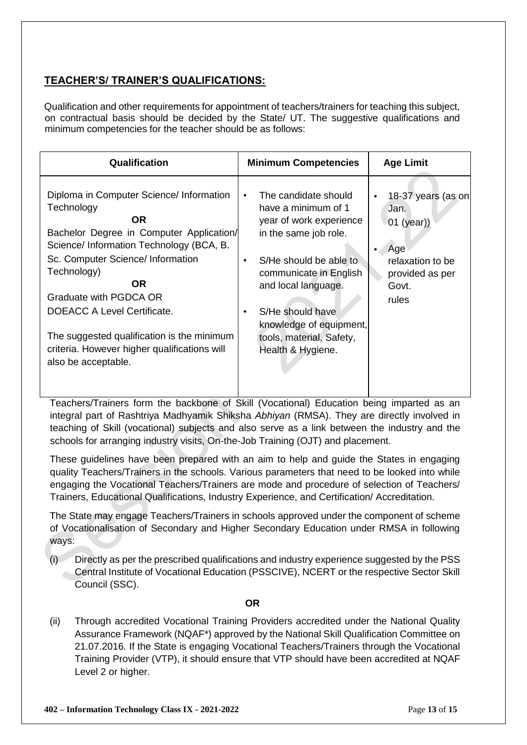## TEACHER'S/ TRAINER'S QUALIFICATIONS:

Qualification and other requirements for appointment of teachers/trainers for teaching this subject, on contractual basis should be decided by the State/ UT. The suggestive qualifications and minimum competencies for the teacher should be as follows:

| Qualification | Minimum Competencies | Age Limit |
|---|---|---|
| Diploma in Computer Science/ Information Technology<br>**OR**<br>Bachelor Degree in Computer Application/ Science/ Information Technology (BCA, B. Sc. Computer Science/ Information Technology)<br>**OR**<br>Graduate with PGDCA OR DOEACC A Level Certificate.<br><br>The suggested qualification is the minimum criteria. However higher qualifications will also be acceptable. | • The candidate should have a minimum of 1 year of work experience in the same job role.<br>• S/He should be able to communicate in English and local language.<br>• S/He should have knowledge of equipment, tools, material, Safety, Health & Hygiene. | • 18-37 years (as on Jan. 01 (year))<br>• Age relaxation to be provided as per Govt. rules |

Teachers/Trainers form the backbone of Skill (Vocational) Education being imparted as an integral part of Rashtriya Madhyamik Shiksha *Abhiyan* (RMSA). They are directly involved in teaching of Skill (vocational) subjects and also serve as a link between the industry and the schools for arranging industry visits, On-the-Job Training (OJT) and placement.

These guidelines have been prepared with an aim to help and guide the States in engaging quality Teachers/Trainers in the schools. Various parameters that need to be looked into while engaging the Vocational Teachers/Trainers are mode and procedure of selection of Teachers/ Trainers, Educational Qualifications, Industry Experience, and Certification/ Accreditation.

The State may engage Teachers/Trainers in schools approved under the component of scheme of Vocationalisation of Secondary and Higher Secondary Education under RMSA in following ways:

(i) Directly as per the prescribed qualifications and industry experience suggested by the PSS Central Institute of Vocational Education (PSSCIVE), NCERT or the respective Sector Skill Council (SSC).

**OR**

(ii) Through accredited Vocational Training Providers accredited under the National Quality Assurance Framework (NQAF*) approved by the National Skill Qualification Committee on 21.07.2016. If the State is engaging Vocational Teachers/Trainers through the Vocational Training Provider (VTP), it should ensure that VTP should have been accredited at NQAF Level 2 or higher.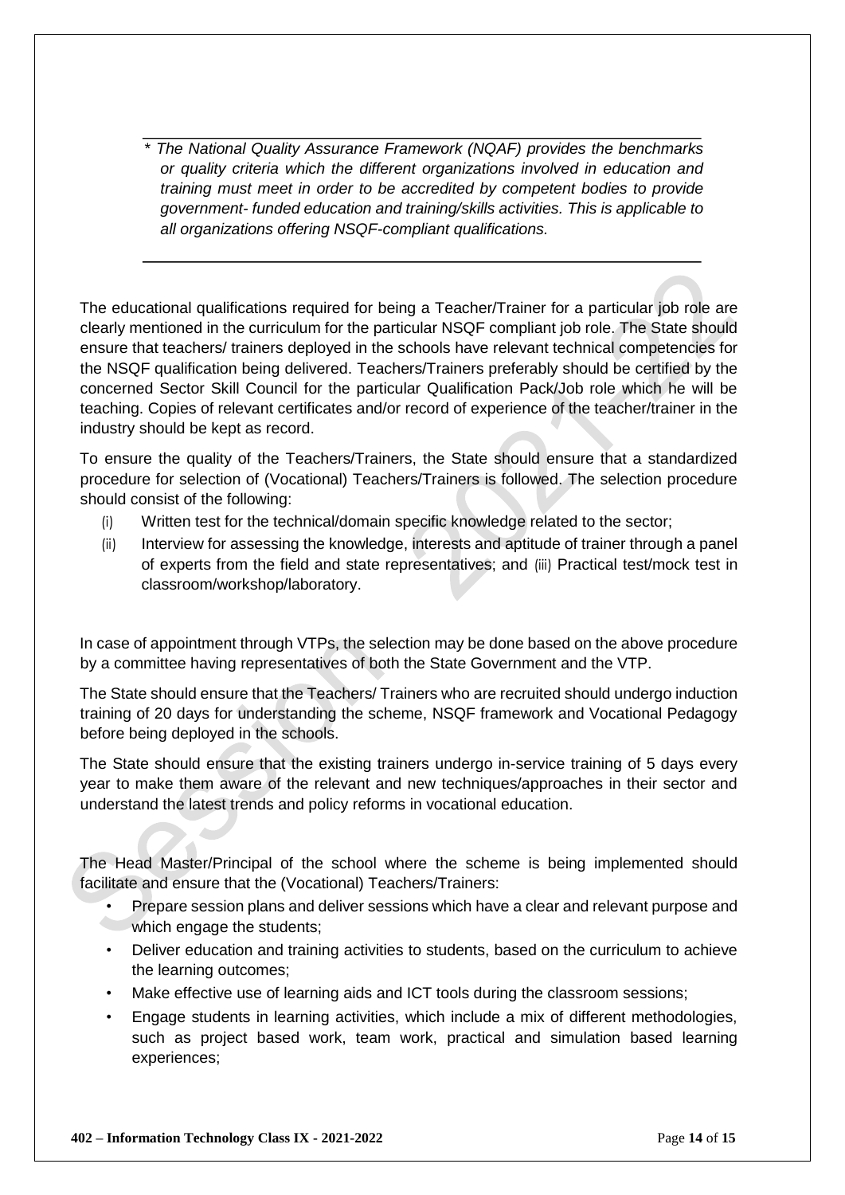*\* The National Quality Assurance Framework (NQAF) provides the benchmarks or quality criteria which the different organizations involved in education and training must meet in order to be accredited by competent bodies to provide government- funded education and training/skills activities. This is applicable to all organizations offering NSQF-compliant qualifications.*

The educational qualifications required for being a Teacher/Trainer for a particular job role are clearly mentioned in the curriculum for the particular NSQF compliant job role. The State should ensure that teachers/ trainers deployed in the schools have relevant technical competencies for the NSQF qualification being delivered. Teachers/Trainers preferably should be certified by the concerned Sector Skill Council for the particular Qualification Pack/Job role which he will be teaching. Copies of relevant certificates and/or record of experience of the teacher/trainer in the industry should be kept as record.

To ensure the quality of the Teachers/Trainers, the State should ensure that a standardized procedure for selection of (Vocational) Teachers/Trainers is followed. The selection procedure should consist of the following:

(i) Written test for the technical/domain specific knowledge related to the sector;
(ii) Interview for assessing the knowledge, interests and aptitude of trainer through a panel of experts from the field and state representatives; and (iii) Practical test/mock test in classroom/workshop/laboratory.

In case of appointment through VTPs, the selection may be done based on the above procedure by a committee having representatives of both the State Government and the VTP.

The State should ensure that the Teachers/ Trainers who are recruited should undergo induction training of 20 days for understanding the scheme, NSQF framework and Vocational Pedagogy before being deployed in the schools.

The State should ensure that the existing trainers undergo in-service training of 5 days every year to make them aware of the relevant and new techniques/approaches in their sector and understand the latest trends and policy reforms in vocational education.

The Head Master/Principal of the school where the scheme is being implemented should facilitate and ensure that the (Vocational) Teachers/Trainers:

- Prepare session plans and deliver sessions which have a clear and relevant purpose and which engage the students;
- Deliver education and training activities to students, based on the curriculum to achieve the learning outcomes;
- Make effective use of learning aids and ICT tools during the classroom sessions;
- Engage students in learning activities, which include a mix of different methodologies, such as project based work, team work, practical and simulation based learning experiences;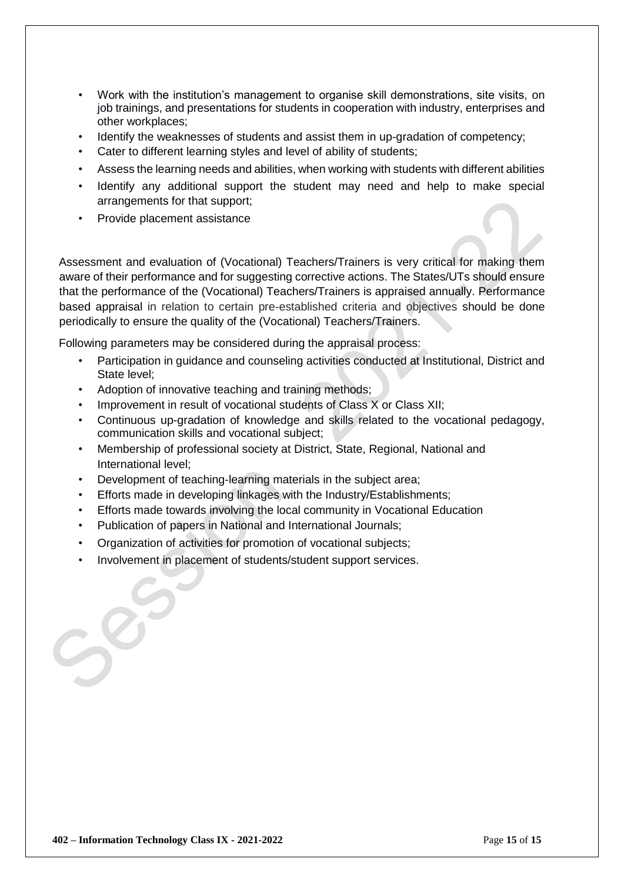- Work with the institution's management to organise skill demonstrations, site visits, on job trainings, and presentations for students in cooperation with industry, enterprises and other workplaces;
- Identify the weaknesses of students and assist them in up-gradation of competency;
- Cater to different learning styles and level of ability of students;
- Assess the learning needs and abilities, when working with students with different abilities
- Identify any additional support the student may need and help to make special arrangements for that support;
- Provide placement assistance

Assessment and evaluation of (Vocational) Teachers/Trainers is very critical for making them aware of their performance and for suggesting corrective actions. The States/UTs should ensure that the performance of the (Vocational) Teachers/Trainers is appraised annually. Performance based appraisal in relation to certain pre-established criteria and objectives should be done periodically to ensure the quality of the (Vocational) Teachers/Trainers.

Following parameters may be considered during the appraisal process:

- Participation in guidance and counseling activities conducted at Institutional, District and State level;
- Adoption of innovative teaching and training methods;
- Improvement in result of vocational students of Class X or Class XII;
- Continuous up-gradation of knowledge and skills related to the vocational pedagogy, communication skills and vocational subject;
- Membership of professional society at District, State, Regional, National and International level;
- Development of teaching-learning materials in the subject area;
- Efforts made in developing linkages with the Industry/Establishments;
- Efforts made towards involving the local community in Vocational Education
- Publication of papers in National and International Journals;
- Organization of activities for promotion of vocational subjects;
- Involvement in placement of students/student support services.